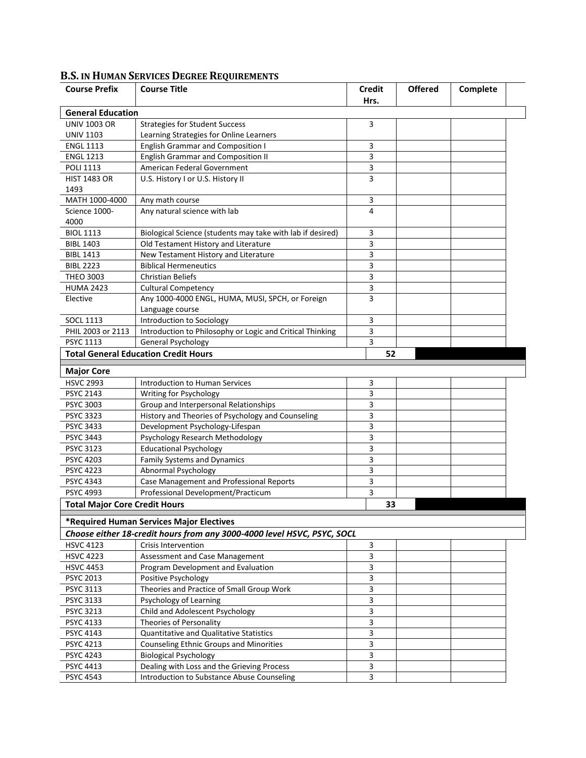## B.S. IN HUMAN SERVICES DEGREE REQUIREMENTS

| Course Prefix | Course Title | Credit Hrs. | Offered | Complete |
|---|---|---|---|---|
| **General Education** | | | | |
| UNIV 1003 OR UNIV 1103 | Strategies for Student Success Learning Strategies for Online Learners | 3 | | |
| ENGL 1113 | English Grammar and Composition I | 3 | | |
| ENGL 1213 | English Grammar and Composition II | 3 | | |
| POLI 1113 | American Federal Government | 3 | | |
| HIST 1483 OR 1493 | U.S. History I or U.S. History II | 3 | | |
| MATH 1000-4000 | Any math course | 3 | | |
| Science 1000-4000 | Any natural science with lab | 4 | | |
| BIOL 1113 | Biological Science (students may take with lab if desired) | 3 | | |
| BIBL 1403 | Old Testament History and Literature | 3 | | |
| BIBL 1413 | New Testament History and Literature | 3 | | |
| BIBL 2223 | Biblical Hermeneutics | 3 | | |
| THEO 3003 | Christian Beliefs | 3 | | |
| HUMA 2423 | Cultural Competency | 3 | | |
| Elective | Any 1000-4000 ENGL, HUMA, MUSI, SPCH, or Foreign Language course | 3 | | |
| SOCL 1113 | Introduction to Sociology | 3 | | |
| PHIL 2003 or 2113 | Introduction to Philosophy or Logic and Critical Thinking | 3 | | |
| PSYC 1113 | General Psychology | 3 | | |
| **Total General Education Credit Hours** | | **52** | | |
| **Major Core** | | | | |
| HSVC 2993 | Introduction to Human Services | 3 | | |
| PSYC 2143 | Writing for Psychology | 3 | | |
| PSYC 3003 | Group and Interpersonal Relationships | 3 | | |
| PSYC 3323 | History and Theories of Psychology and Counseling | 3 | | |
| PSYC 3433 | Development Psychology-Lifespan | 3 | | |
| PSYC 3443 | Psychology Research Methodology | 3 | | |
| PSYC 3123 | Educational Psychology | 3 | | |
| PSYC 4203 | Family Systems and Dynamics | 3 | | |
| PSYC 4223 | Abnormal Psychology | 3 | | |
| PSYC 4343 | Case Management and Professional Reports | 3 | | |
| PSYC 4993 | Professional Development/Practicum | 3 | | |
| **Total Major Core Credit Hours** | | **33** | | |
| ***Required Human Services Major Electives** | | | | |
| ***Choose either 18-credit hours from any 3000-4000 level HSVC, PSYC, SOCL*** | | | | |
| HSVC 4123 | Crisis Intervention | 3 | | |
| HSVC 4223 | Assessment and Case Management | 3 | | |
| HSVC 4453 | Program Development and Evaluation | 3 | | |
| PSYC 2013 | Positive Psychology | 3 | | |
| PSYC 3113 | Theories and Practice of Small Group Work | 3 | | |
| PSYC 3133 | Psychology of Learning | 3 | | |
| PSYC 3213 | Child and Adolescent Psychology | 3 | | |
| PSYC 4133 | Theories of Personality | 3 | | |
| PSYC 4143 | Quantitative and Qualitative Statistics | 3 | | |
| PSYC 4213 | Counseling Ethnic Groups and Minorities | 3 | | |
| PSYC 4243 | Biological Psychology | 3 | | |
| PSYC 4413 | Dealing with Loss and the Grieving Process | 3 | | |
| PSYC 4543 | Introduction to Substance Abuse Counseling | 3 | | |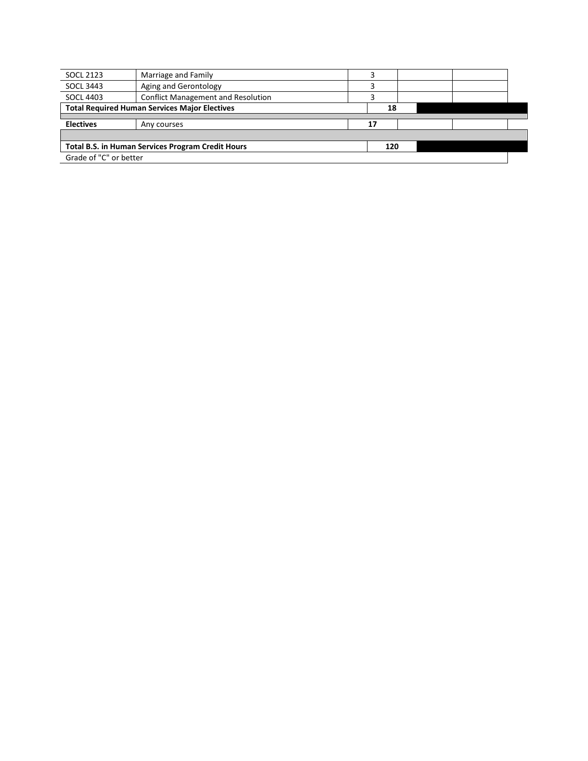| | | | | |
|---|---|---|---|---|
| SOCL 2123 | Marriage and Family | 3 | | |
| SOCL 3443 | Aging and Gerontology | 3 | | |
| SOCL 4403 | Conflict Management and Resolution | 3 | | |
| **Total Required Human Services Major Electives** | | **18** | | |
| **Electives** | Any courses | **17** | | |
| **Total B.S. in Human Services Program Credit Hours** | | **120** | | |
| Grade of "C" or better | | | | |